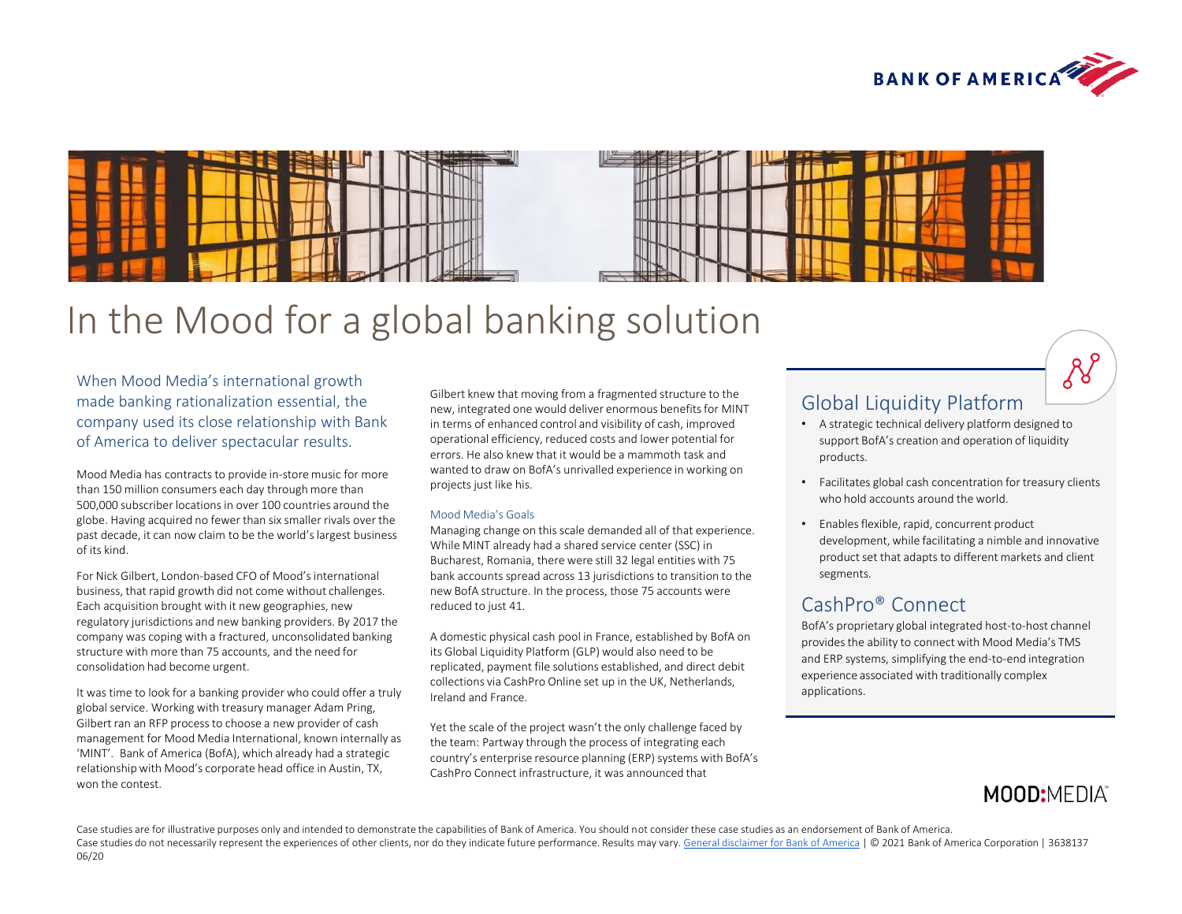# In the Mood for a global banking solution

When Mood Media's international growth made banking rationalization essential, the company used its close relationship with Bank of America to deliver spectacular results.

Mood Media has contracts to provide in-store music for more than 150 million consumers each day through more than 500,000 subscriber locations in over 100 countries around the globe. Having acquired no fewer than six smaller rivals over the past decade, it can now claim to be the world's largest business of its kind.

For Nick Gilbert, London-based CFO of Mood's international business, that rapid growth did not come without challenges. Each acquisition brought with it new geographies, new regulatory jurisdictions and new banking providers. By 2017 the company was coping with a fractured, unconsolidated banking structure with more than 75 accounts, and the need for consolidation had become urgent.

It was time to look for a banking provider who could offer a truly global service. Working with treasury manager Adam Pring, Gilbert ran an RFP process to choose a new provider of cash management for Mood Media International, known internally as 'MINT'. Bank of America (BofA), which already had a strategic relationship with Mood's corporate head office in Austin, TX, won the contest.

Gilbert knew that moving from a fragmented structure to the new, integrated one would deliver enormous benefits for MINT in terms of enhanced control and visibility of cash, improved operational efficiency, reduced costs and lower potential for errors. He also knew that it would be a mammoth task and wanted to draw on BofA's unrivalled experience in working on projects just like his.

### Mood Media's Goals

Managing change on this scale demanded all of that experience. While MINT already had a shared service center (SSC) in Bucharest, Romania, there were still 32 legal entities with 75 bank accounts spread across 13 jurisdictions to transition to the new BofA structure. In the process, those 75 accounts were reduced to just 41.

A domestic physical cash pool in France, established by BofA on its Global Liquidity Platform (GLP) would also need to be replicated, payment file solutions established, and direct debit collections via CashPro Online set up in the UK, Netherlands, Ireland and France.

Yet the scale of the project wasn't the only challenge faced by the team: Partway through the process of integrating each country's enterprise resource planning (ERP) systems with BofA's CashPro Connect infrastructure, it was announced that

## Global Liquidity Platform

- A strategic technical delivery platform designed to support BofA's creation and operation of liquidity products.
- Facilitates global cash concentration for treasury clients who hold accounts around the world.
- Enables flexible, rapid, concurrent product development, while facilitating a nimble and innovative product set that adapts to different markets and client segments.

## CashPro® Connect

BofA's proprietary global integrated host-to-host channel provides the ability to connect with Mood Media's TMS and ERP systems, simplifying the end-to-end integration experience associated with traditionally complex applications.

Case studies are for illustrative purposes only and intended to demonstrate the capabilities of Bank of America. You should not consider these case studies as an endorsement of Bank of America. Case studies do not necessarily represent the experiences of other clients, nor do they indicate future performance. Results may vary. General disclaimer for Bank of America | © 2021 Bank of America Corporation | 3638137 06/20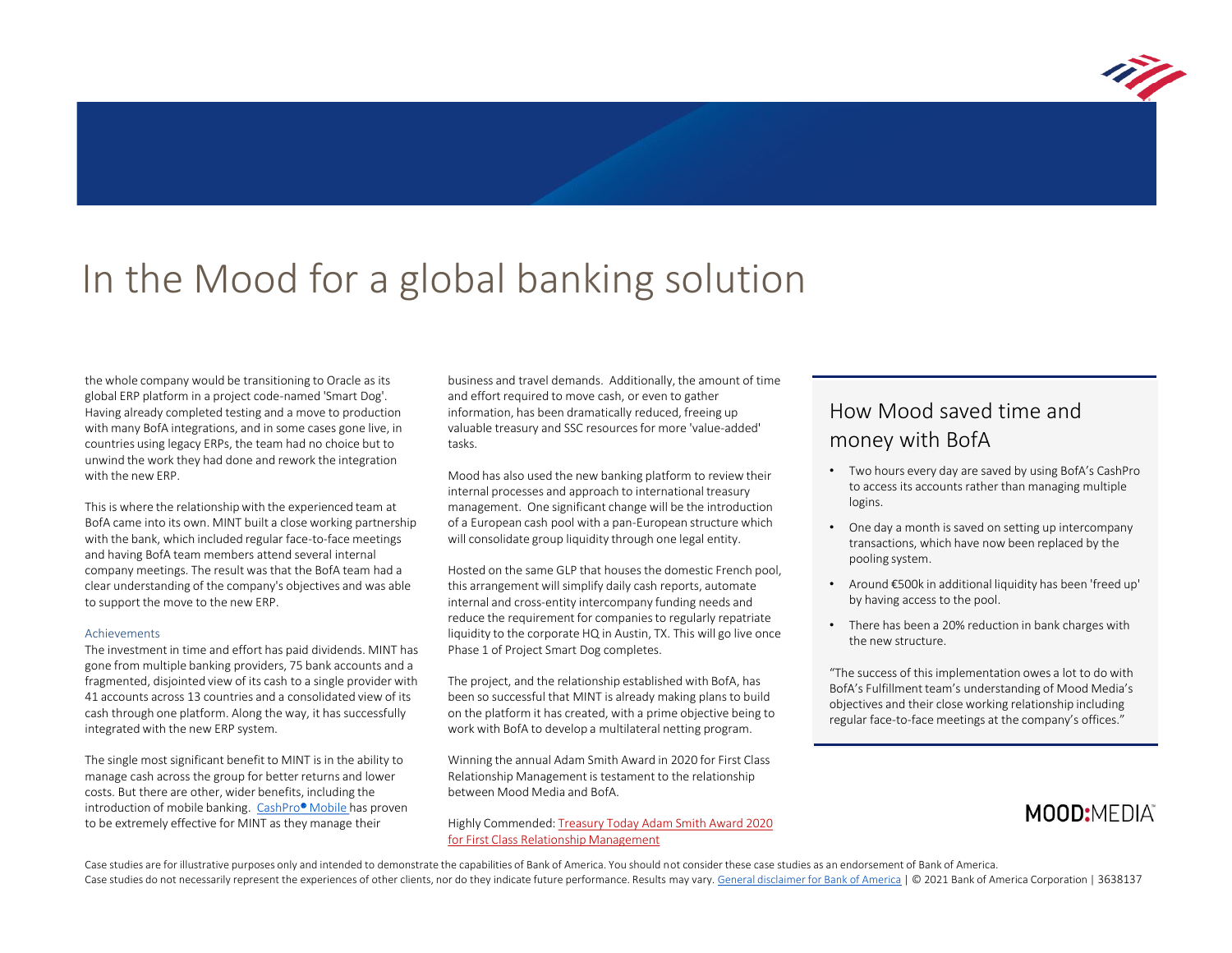# In the Mood for a global banking solution

the whole company would be transitioning to Oracle as its global ERP platform in a project code-named 'Smart Dog'. Having already completed testing and a move to production with many BofA integrations, and in some cases gone live, in countries using legacy ERPs, the team had no choice but to unwind the work they had done and rework the integration with the new ERP.

This is where the relationship with the experienced team at BofA came into its own. MINT built a close working partnership with the bank, which included regular face-to-face meetings and having BofA team members attend several internal company meetings. The result was that the BofA team had a clear understanding of the company's objectives and was able to support the move to the new ERP.

### Achievements

The investment in time and effort has paid dividends. MINT has gone from multiple banking providers, 75 bank accounts and a fragmented, disjointed view of its cash to a single provider with 41 accounts across 13 countries and a consolidated view of its cash through one platform. Along the way, it has successfully integrated with the new ERP system.

The single most significant benefit to MINT is in the ability to manage cash across the group for better returns and lower costs. But there are other, wider benefits, including the introduction of mobile banking. CashPro® Mobile has proven to be extremely effective for MINT as they manage their business and travel demands. Additionally, the amount of time and effort required to move cash, or even to gather information, has been dramatically reduced, freeing up valuable treasury and SSC resources for more 'value-added' tasks.

Mood has also used the new banking platform to review their internal processes and approach to international treasury management. One significant change will be the introduction of a European cash pool with a pan-European structure which will consolidate group liquidity through one legal entity.

Hosted on the same GLP that houses the domestic French pool, this arrangement will simplify daily cash reports, automate internal and cross-entity intercompany funding needs and reduce the requirement for companies to regularly repatriate liquidity to the corporate HQ in Austin, TX. This will go live once Phase 1 of Project Smart Dog completes.

The project, and the relationship established with BofA, has been so successful that MINT is already making plans to build on the platform it has created, with a prime objective being to work with BofA to develop a multilateral netting program.

Winning the annual Adam Smith Award in 2020 for First Class Relationship Management is testament to the relationship between Mood Media and BofA.

Highly Commended: Treasury Today Adam Smith Award 2020 for First Class Relationship Management

## How Mood saved time and money with BofA

- Two hours every day are saved by using BofA's CashPro to access its accounts rather than managing multiple logins.
- One day a month is saved on setting up intercompany transactions, which have now been replaced by the pooling system.
- Around €500k in additional liquidity has been 'freed up' by having access to the pool.
- There has been a 20% reduction in bank charges with the new structure.

"The success of this implementation owes a lot to do with BofA's Fulfillment team's understanding of Mood Media's objectives and their close working relationship including regular face-to-face meetings at the company's offices."

MOOD:MEDIA™

Case studies are for illustrative purposes only and intended to demonstrate the capabilities of Bank of America. You should not consider these case studies as an endorsement of Bank of America. Case studies do not necessarily represent the experiences of other clients, nor do they indicate future performance. Results may vary. General disclaimer for Bank of America | © 2021 Bank of America Corporation | 3638137